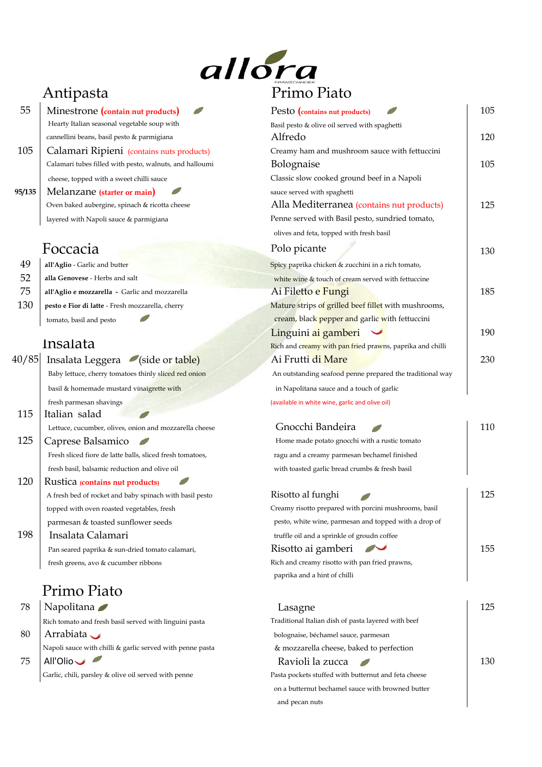# allora

## Antipasta

**55** Minestrone **(contain nut products)**
Hearty Italian seasonal vegetable soup with cannellini beans, basil pesto & parmigiana

**105** Calamari Ripieni (contains nuts products)
Calamari tubes filled with pesto, walnuts, and halloumi cheese, topped with a sweet chilli sauce

**95/135** Melanzane **(starter or main)**
Oven baked aubergine, spinach & ricotta cheese layered with Napoli sauce & parmigiana

## Foccacia

**49** **all'Aglio** - Garlic and butter

**52** **alla Genovese** - Herbs and salt

**75** **all'Aglio e mozzarella** - Garlic and mozzarella

**130** **pesto e Fior di latte** - Fresh mozzarella, cherry tomato, basil and pesto

## Insalata

**40/85** Insalata Leggera (side or table)
Baby lettuce, cherry tomatoes thinly sliced red onion basil & homemade mustard vinaigrette with fresh parmesan shavings

**115** Italian salad
Lettuce, cucumber, olives, onion and mozzarella cheese

**125** Caprese Balsamico
Fresh sliced fiore de latte balls, sliced fresh tomatoes, fresh basil, balsamic reduction and olive oil

**120** Rustica **(contains nut products)**
A fresh bed of rocket and baby spinach with basil pesto topped with oven roasted vegetables, fresh parmesan & toasted sunflower seeds

**198** Insalata Calamari
Pan seared paprika & sun-dried tomato calamari, fresh greens, avo & cucumber ribbons

## Primo Piato

**78** Napolitana
Rich tomato and fresh basil served with linguini pasta

**80** Arrabiata
Napoli sauce with chilli & garlic served with penne pasta

**75** All'Olio
Garlic, chili, parsley & olive oil served with penne

## Primo Piato

Pesto **(contains nut products)** — **105**
Basil pesto & olive oil served with spaghetti

Alfredo — **120**
Creamy ham and mushroom sauce with fettuccini

Bolognaise — **105**
Classic slow cooked ground beef in a Napoli sauce served with spaghetti

Alla Mediterranea (contains nut products) — **125**
Penne served with Basil pesto, sundried tomato, olives and feta, topped with fresh basil

Polo picante — **130**
Spicy paprika chicken & zucchini in a rich tomato, white wine & touch of cream served with fettuccine

Ai Filetto e Fungi — **185**
Mature strips of grilled beef fillet with mushrooms, cream, black pepper and garlic with fettuccini

Linguini ai gamberi — **190**
Rich and creamy with pan fried prawns, paprika and chilli

Ai Frutti di Mare — **230**
An outstanding seafood penne prepared the traditional way in Napolitana sauce and a touch of garlic
(available in white wine, garlic and olive oil)

Gnocchi Bandeira — **110**
Home made potato gnocchi with a rustic tomato ragu and a creamy parmesan bechamel finished with toasted garlic bread crumbs & fresh basil

Risotto al funghi — **125**
Creamy risotto prepared with porcini mushrooms, basil pesto, white wine, parmesan and topped with a drop of truffle oil and a sprinkle of groudn coffee

Risotto ai gamberi — **155**
Rich and creamy risotto with pan fried prawns, paprika and a hint of chilli

Lasagne — **125**
Traditional Italian dish of pasta layered with beef bolognaise, béchamel sauce, parmesan & mozzarella cheese, baked to perfection

Ravioli la zucca — **130**
Pasta pockets stuffed with butternut and feta cheese on a butternut bechamel sauce with browned butter and pecan nuts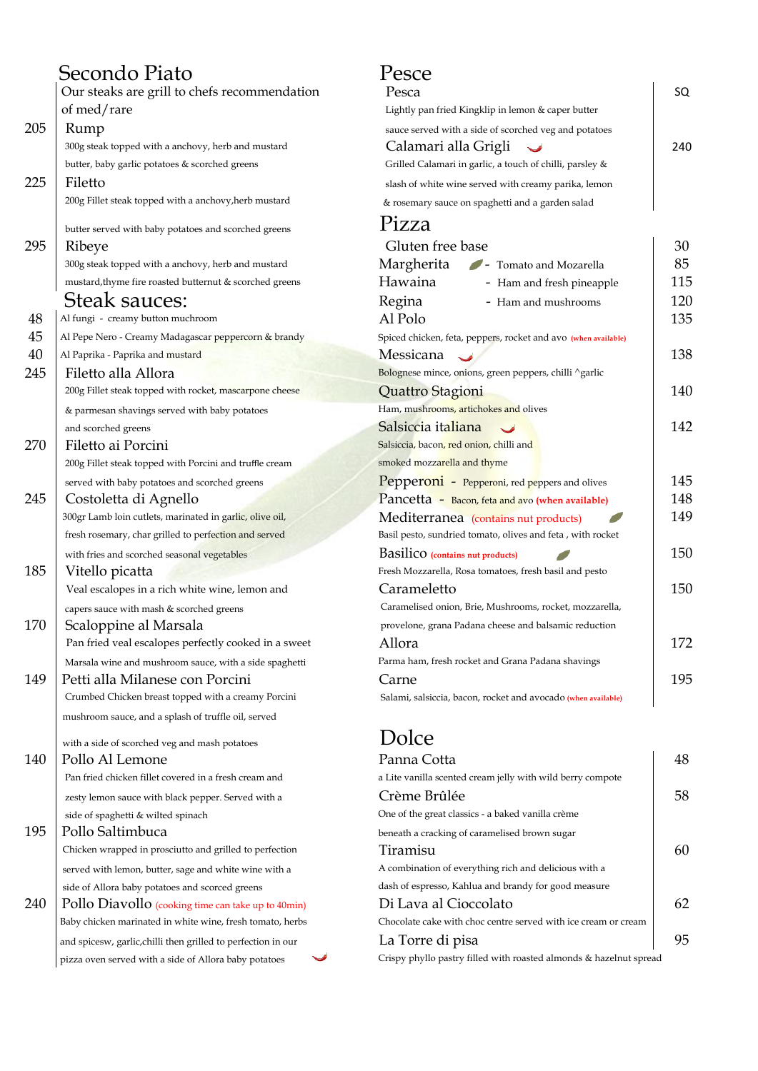# Secondo Piato

Our steaks are grill to chefs recommendation of med/rare

**205** Rump
300g steak topped with a anchovy, herb and mustard butter, baby garlic potatoes & scorched greens

**225** Filetto
200g Fillet steak topped with a anchovy,herb mustard butter served with baby potatoes and scorched greens

**295** Ribeye
300g steak topped with a anchovy, herb and mustard mustard,thyme fire roasted butternut & scorched greens

## Steak sauces:

**48** Al fungi - creamy button muchroom
**45** Al Pepe Nero - Creamy Madagascar peppercorn & brandy
**40** Al Paprika - Paprika and mustard

**245** Filetto alla Allora
200g Fillet steak topped with rocket, mascarpone cheese & parmesan shavings served with baby potatoes and scorched greens

**270** Filetto ai Porcini
200g Fillet steak topped with Porcini and truffle cream served with baby potatoes and scorched greens

**245** Costoletta di Agnello
300gr Lamb loin cutlets, marinated in garlic, olive oil, fresh rosemary, char grilled to perfection and served with fries and scorched seasonal vegetables

**185** Vitello picatta
Veal escalopes in a rich white wine, lemon and capers sauce with mash & scorched greens

**170** Scaloppine al Marsala
Pan fried veal escalopes perfectly cooked in a sweet Marsala wine and mushroom sauce, with a side spaghetti

**149** Petti alla Milanese con Porcini
Crumbed Chicken breast topped with a creamy Porcini mushroom sauce, and a splash of truffle oil, served with a side of scorched veg and mash potatoes

**140** Pollo Al Lemone
Pan fried chicken fillet covered in a fresh cream and zesty lemon sauce with black pepper. Served with a side of spaghetti & wilted spinach

**195** Pollo Saltimbuca
Chicken wrapped in prosciutto and grilled to perfection served with lemon, butter, sage and white wine with a side of Allora baby potatoes and scorced greens

**240** Pollo Diavollo (cooking time can take up to 40min)
Baby chicken marinated in white wine, fresh tomato, herbs and spicesw, garlic,chilli then grilled to perfection in our pizza oven served with a side of Allora baby potatoes

# Pesce

**Pesca** — SQ
Lightly pan fried Kingklip in lemon & caper butter sauce served with a side of scorched veg and potatoes

**Calamari alla Grigli** — 240
Grilled Calamari in garlic, a touch of chilli, parsley & slash of white wine served with creamy parika, lemon & rosemary sauce on spaghetti and a garden salad

# Pizza

| | |
|---|---|
| Gluten free base | 30 |
| Margherita - Tomato and Mozarella | 85 |
| Hawaina - Ham and fresh pineapple | 115 |
| Regina - Ham and mushrooms | 120 |
| Al Polo<br>Spiced chicken, feta, peppers, rocket and avo (when available) | 135 |
| Messicana<br>Bolognese mince, onions, green peppers, chilli ^garlic | 138 |
| Quattro Stagioni<br>Ham, mushrooms, artichokes and olives | 140 |
| Salsiccia italiana<br>Salsiccia, bacon, red onion, chilli and smoked mozzarella and thyme | 142 |
| Pepperoni - Pepperoni, red peppers and olives | 145 |
| Pancetta - Bacon, feta and avo (when available) | 148 |
| Mediterranea (contains nut products)<br>Basil pesto, sundried tomato, olives and feta , with rocket | 149 |
| Basilico (contains nut products)<br>Fresh Mozzarella, Rosa tomatoes, fresh basil and pesto | 150 |
| Carameletto<br>Caramelised onion, Brie, Mushrooms, rocket, mozzarella, provelone, grana Padana cheese and balsamic reduction | 150 |
| Allora<br>Parma ham, fresh rocket and Grana Padana shavings | 172 |
| Carne<br>Salami, salsiccia, bacon, rocket and avocado (when available) | 195 |

# Dolce

| | |
|---|---|
| Panna Cotta<br>a Lite vanilla scented cream jelly with wild berry compote | 48 |
| Crème Brûlée<br>One of the great classics - a baked vanilla crème beneath a cracking of caramelised brown sugar | 58 |
| Tiramisu<br>A combination of everything rich and delicious with a dash of espresso, Kahlua and brandy for good measure | 60 |
| Di Lava al Cioccolato<br>Chocolate cake with choc centre served with ice cream or cream | 62 |
| La Torre di pisa<br>Crispy phyllo pastry filled with roasted almonds & hazelnut spread | 95 |